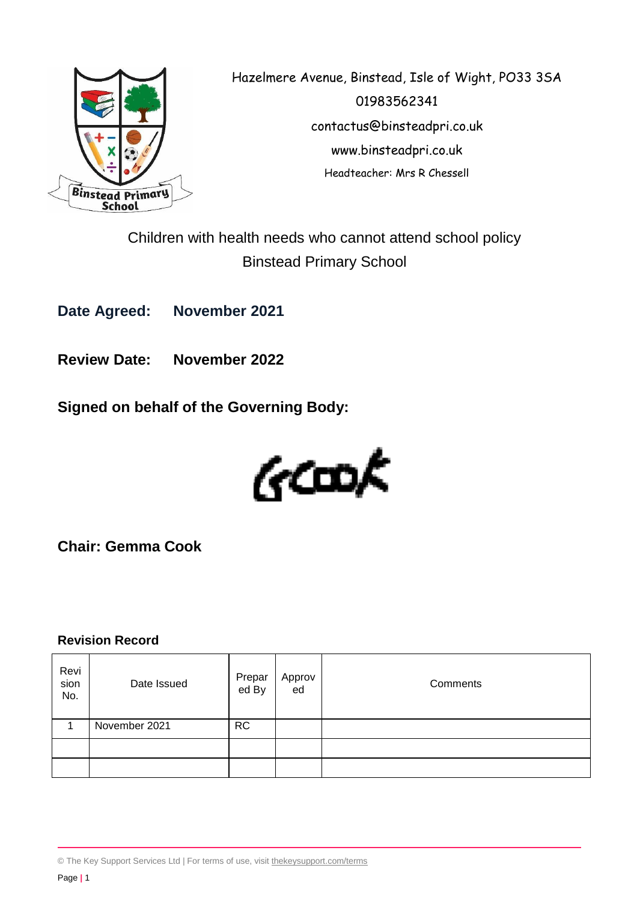Hazelmere Avenue, Binstead, Isle of Wight, PO33 3SA

01983562341

contactus@binsteadpri.co.uk

www.binsteadpri.co.uk

Headteacher: Mrs R Chessell

# Children with health needs who cannot attend school policy
# Binstead Primary School

**Date Agreed: November 2021**

**Review Date: November 2022**

**Signed on behalf of the Governing Body:**

GCook

**Chair: Gemma Cook**

### Revision Record

| Revision No. | Date Issued | Prepared By | Approved | Comments |
|---|---|---|---|---|
| 1 | November 2021 | RC | | |
| | | | | |
| | | | | |

© The Key Support Services Ltd | For terms of use, visit thekeysupport.com/terms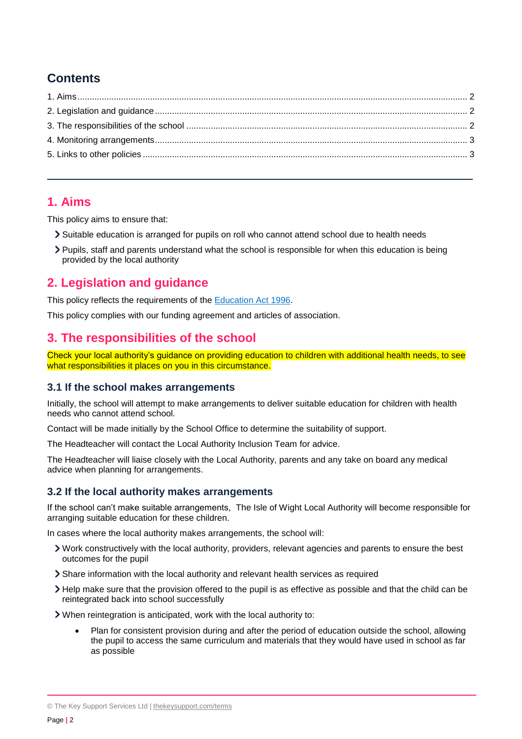## Contents

1. Aims ..... 2
2. Legislation and guidance ..... 2
3. The responsibilities of the school ..... 2
4. Monitoring arrangements ..... 3
5. Links to other policies ..... 3

---

## 1. Aims

This policy aims to ensure that:

- Suitable education is arranged for pupils on roll who cannot attend school due to health needs
- Pupils, staff and parents understand what the school is responsible for when this education is being provided by the local authority

## 2. Legislation and guidance

This policy reflects the requirements of the [Education Act 1996](#).

This policy complies with our funding agreement and articles of association.

## 3. The responsibilities of the school

Check your local authority's guidance on providing education to children with additional health needs, to see what responsibilities it places on you in this circumstance.

### 3.1 If the school makes arrangements

Initially, the school will attempt to make arrangements to deliver suitable education for children with health needs who cannot attend school.

Contact will be made initially by the School Office to determine the suitability of support.

The Headteacher will contact the Local Authority Inclusion Team for advice.

The Headteacher will liaise closely with the Local Authority, parents and any take on board any medical advice when planning for arrangements.

### 3.2 If the local authority makes arrangements

If the school can't make suitable arrangements, The Isle of Wight Local Authority will become responsible for arranging suitable education for these children.

In cases where the local authority makes arrangements, the school will:

- Work constructively with the local authority, providers, relevant agencies and parents to ensure the best outcomes for the pupil
- Share information with the local authority and relevant health services as required
- Help make sure that the provision offered to the pupil is as effective as possible and that the child can be reintegrated back into school successfully
- When reintegration is anticipated, work with the local authority to:
  - Plan for consistent provision during and after the period of education outside the school, allowing the pupil to access the same curriculum and materials that they would have used in school as far as possible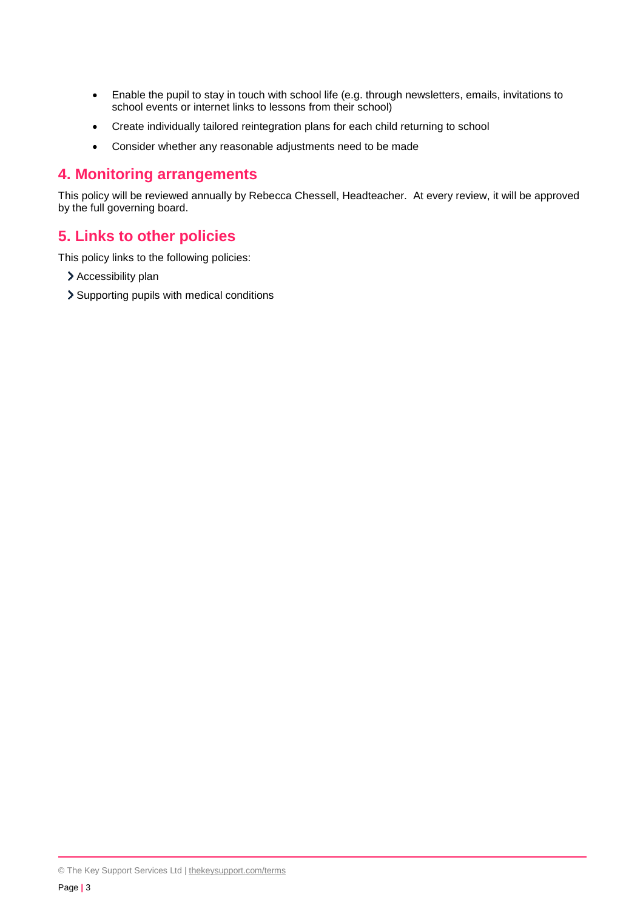- Enable the pupil to stay in touch with school life (e.g. through newsletters, emails, invitations to school events or internet links to lessons from their school)
- Create individually tailored reintegration plans for each child returning to school
- Consider whether any reasonable adjustments need to be made

## 4. Monitoring arrangements

This policy will be reviewed annually by Rebecca Chessell, Headteacher. At every review, it will be approved by the full governing board.

## 5. Links to other policies

This policy links to the following policies:

- Accessibility plan
- Supporting pupils with medical conditions